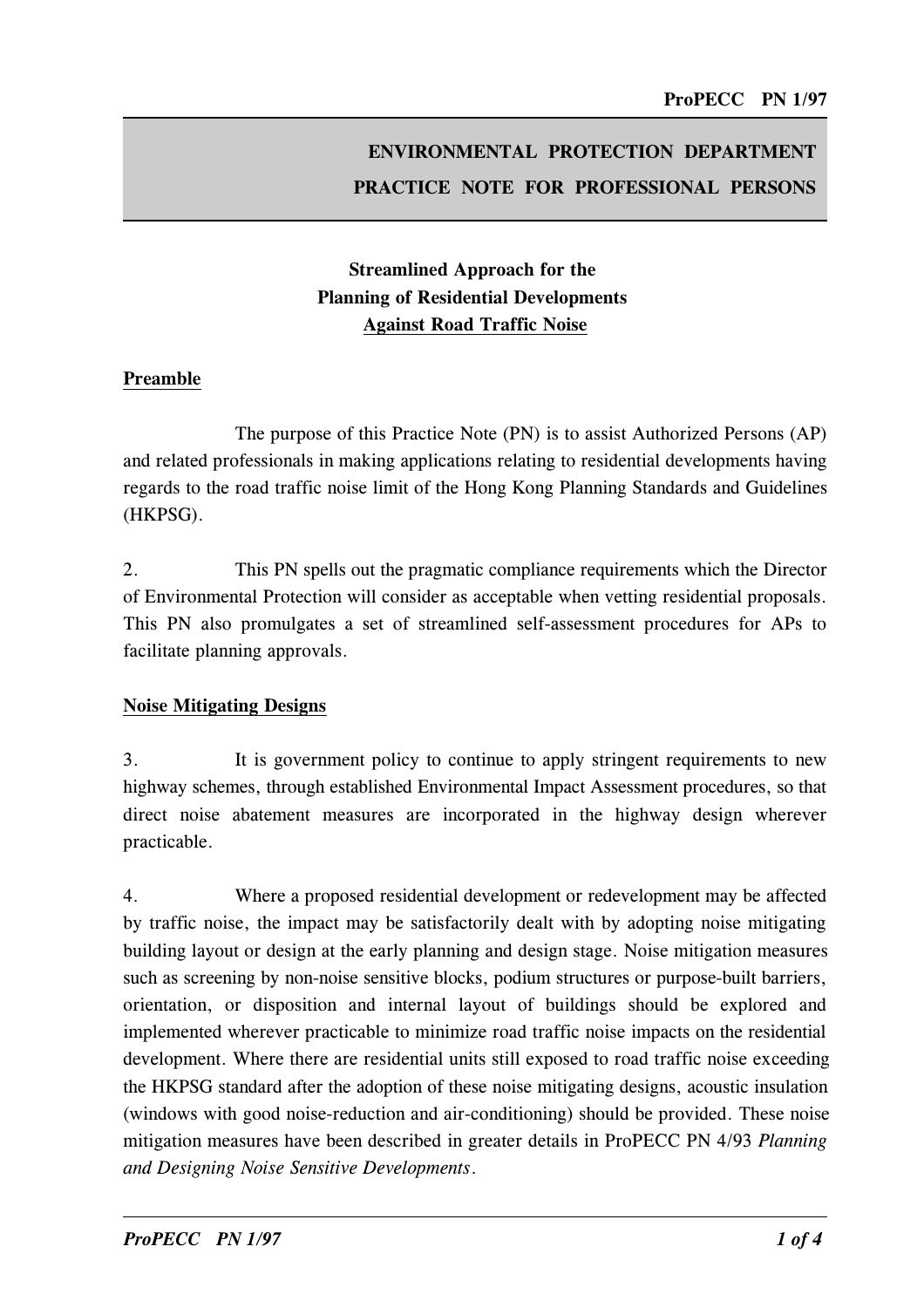# ENVIRONMENTAL PROTECTION DEPARTMENT
# PRACTICE NOTE FOR PROFESSIONAL PERSONS

## Streamlined Approach for the Planning of Residential Developments Against Road Traffic Noise

### Preamble

The purpose of this Practice Note (PN) is to assist Authorized Persons (AP) and related professionals in making applications relating to residential developments having regards to the road traffic noise limit of the Hong Kong Planning Standards and Guidelines (HKPSG).

2. This PN spells out the pragmatic compliance requirements which the Director of Environmental Protection will consider as acceptable when vetting residential proposals. This PN also promulgates a set of streamlined self-assessment procedures for APs to facilitate planning approvals.

### Noise Mitigating Designs

3. It is government policy to continue to apply stringent requirements to new highway schemes, through established Environmental Impact Assessment procedures, so that direct noise abatement measures are incorporated in the highway design wherever practicable.

4. Where a proposed residential development or redevelopment may be affected by traffic noise, the impact may be satisfactorily dealt with by adopting noise mitigating building layout or design at the early planning and design stage. Noise mitigation measures such as screening by non-noise sensitive blocks, podium structures or purpose-built barriers, orientation, or disposition and internal layout of buildings should be explored and implemented wherever practicable to minimize road traffic noise impacts on the residential development. Where there are residential units still exposed to road traffic noise exceeding the HKPSG standard after the adoption of these noise mitigating designs, acoustic insulation (windows with good noise-reduction and air-conditioning) should be provided. These noise mitigation measures have been described in greater details in ProPECC PN 4/93 *Planning and Designing Noise Sensitive Developments*.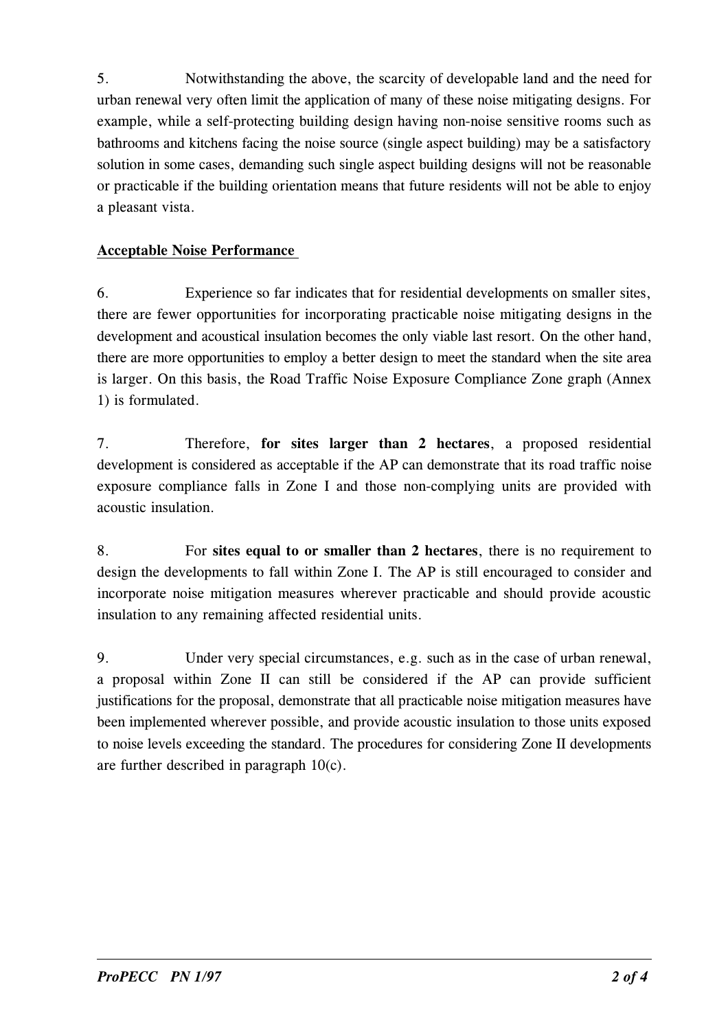5. Notwithstanding the above, the scarcity of developable land and the need for urban renewal very often limit the application of many of these noise mitigating designs. For example, while a self-protecting building design having non-noise sensitive rooms such as bathrooms and kitchens facing the noise source (single aspect building) may be a satisfactory solution in some cases, demanding such single aspect building designs will not be reasonable or practicable if the building orientation means that future residents will not be able to enjoy a pleasant vista.

## Acceptable Noise Performance

6. Experience so far indicates that for residential developments on smaller sites, there are fewer opportunities for incorporating practicable noise mitigating designs in the development and acoustical insulation becomes the only viable last resort. On the other hand, there are more opportunities to employ a better design to meet the standard when the site area is larger. On this basis, the Road Traffic Noise Exposure Compliance Zone graph (Annex 1) is formulated.

7. Therefore, **for sites larger than 2 hectares**, a proposed residential development is considered as acceptable if the AP can demonstrate that its road traffic noise exposure compliance falls in Zone I and those non-complying units are provided with acoustic insulation.

8. For **sites equal to or smaller than 2 hectares**, there is no requirement to design the developments to fall within Zone I. The AP is still encouraged to consider and incorporate noise mitigation measures wherever practicable and should provide acoustic insulation to any remaining affected residential units.

9. Under very special circumstances, e.g. such as in the case of urban renewal, a proposal within Zone II can still be considered if the AP can provide sufficient justifications for the proposal, demonstrate that all practicable noise mitigation measures have been implemented wherever possible, and provide acoustic insulation to those units exposed to noise levels exceeding the standard. The procedures for considering Zone II developments are further described in paragraph 10(c).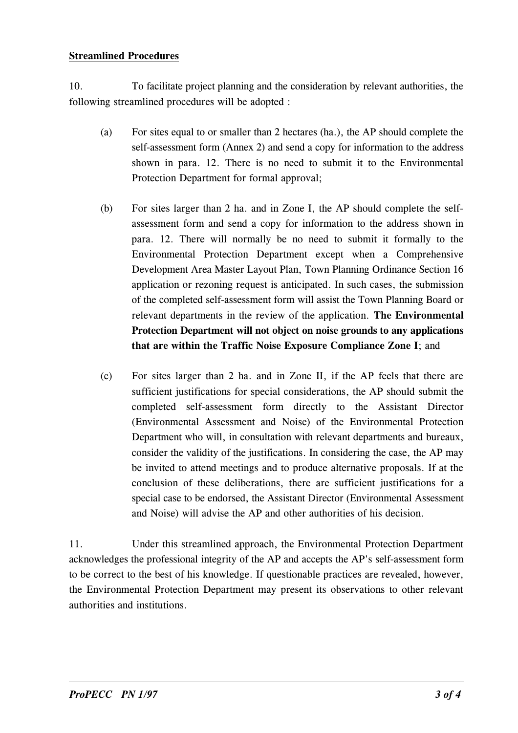**Streamlined Procedures**

10. To facilitate project planning and the consideration by relevant authorities, the following streamlined procedures will be adopted :

(a) For sites equal to or smaller than 2 hectares (ha.), the AP should complete the self-assessment form (Annex 2) and send a copy for information to the address shown in para. 12. There is no need to submit it to the Environmental Protection Department for formal approval;

(b) For sites larger than 2 ha. and in Zone I, the AP should complete the self-assessment form and send a copy for information to the address shown in para. 12. There will normally be no need to submit it formally to the Environmental Protection Department except when a Comprehensive Development Area Master Layout Plan, Town Planning Ordinance Section 16 application or rezoning request is anticipated. In such cases, the submission of the completed self-assessment form will assist the Town Planning Board or relevant departments in the review of the application. **The Environmental Protection Department will not object on noise grounds to any applications that are within the Traffic Noise Exposure Compliance Zone I**; and

(c) For sites larger than 2 ha. and in Zone II, if the AP feels that there are sufficient justifications for special considerations, the AP should submit the completed self-assessment form directly to the Assistant Director (Environmental Assessment and Noise) of the Environmental Protection Department who will, in consultation with relevant departments and bureaux, consider the validity of the justifications. In considering the case, the AP may be invited to attend meetings and to produce alternative proposals. If at the conclusion of these deliberations, there are sufficient justifications for a special case to be endorsed, the Assistant Director (Environmental Assessment and Noise) will advise the AP and other authorities of his decision.

11. Under this streamlined approach, the Environmental Protection Department acknowledges the professional integrity of the AP and accepts the AP's self-assessment form to be correct to the best of his knowledge. If questionable practices are revealed, however, the Environmental Protection Department may present its observations to other relevant authorities and institutions.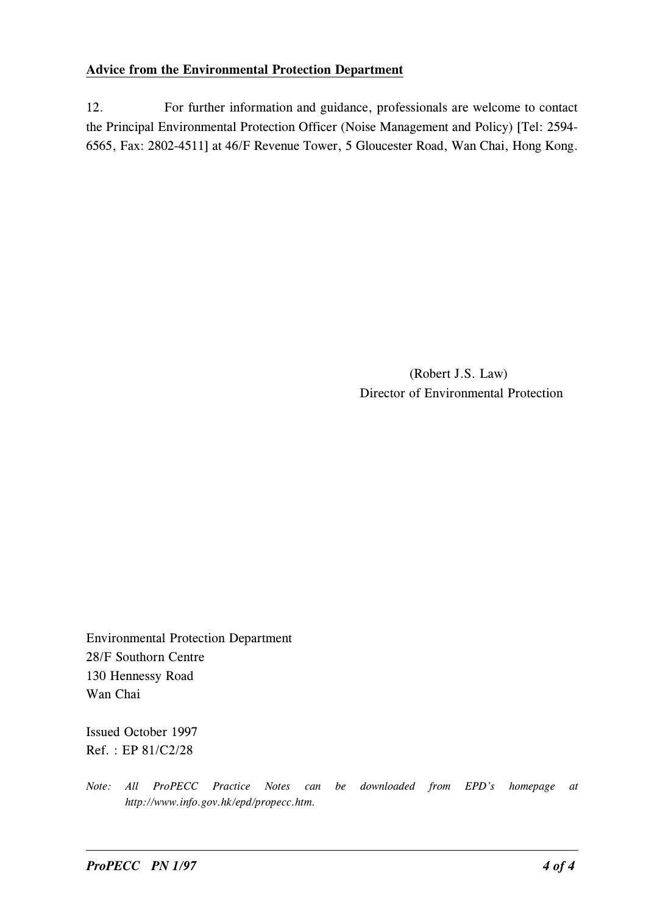**Advice from the Environmental Protection Department**

12. For further information and guidance, professionals are welcome to contact the Principal Environmental Protection Officer (Noise Management and Policy) [Tel: 2594-6565, Fax: 2802-4511] at 46/F Revenue Tower, 5 Gloucester Road, Wan Chai, Hong Kong.

(Robert J.S. Law)
Director of Environmental Protection

Environmental Protection Department
28/F Southorn Centre
130 Hennessy Road
Wan Chai

Issued October 1997
Ref. : EP 81/C2/28

*Note: All ProPECC Practice Notes can be downloaded from EPD's homepage at http://www.info.gov.hk/epd/propecc.htm.*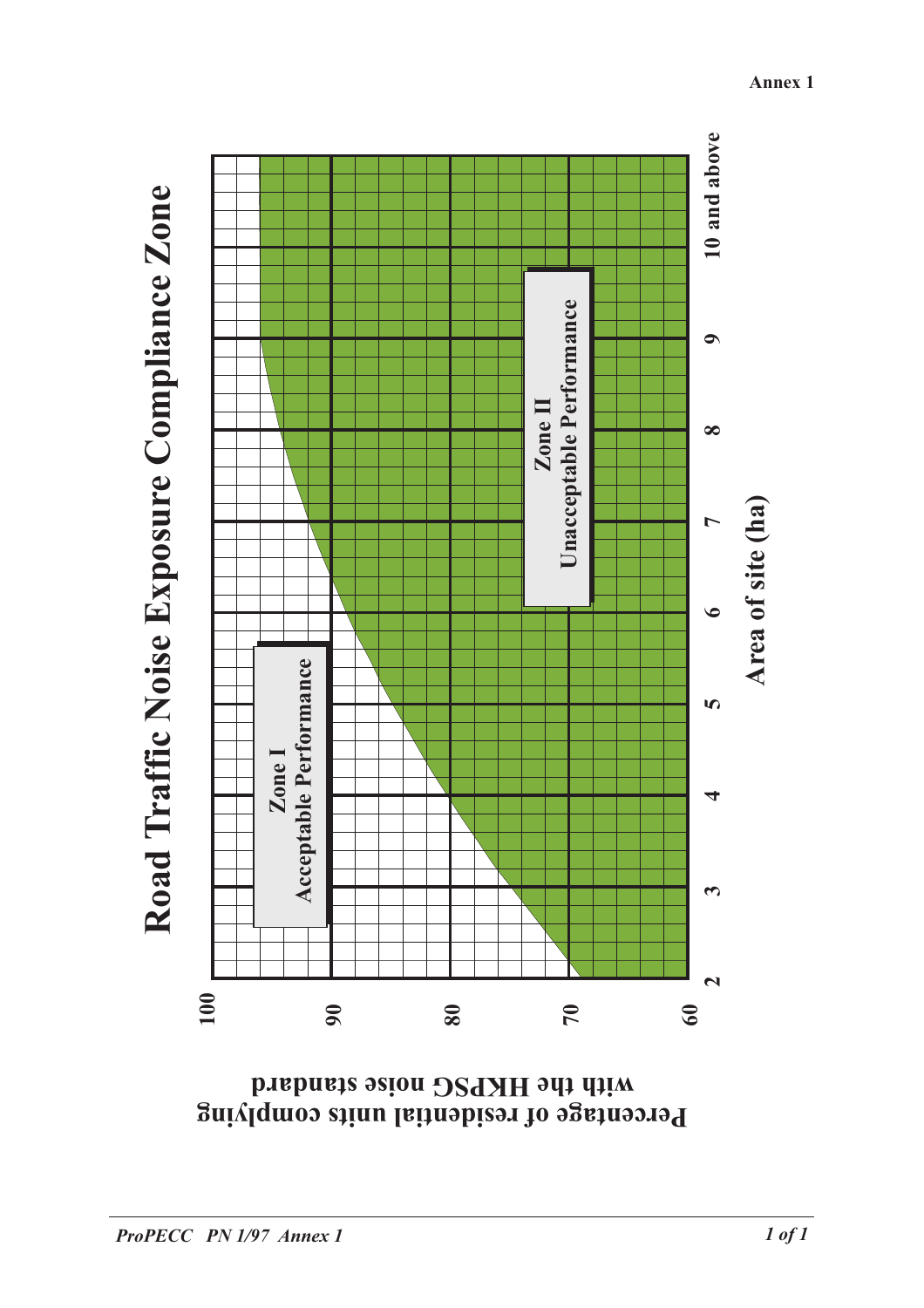Annex 1

# Road Traffic Noise Exposure Compliance Zone

Zone I
Acceptable Performance

Zone II
Unacceptable Performance

Percentage of residential units complying with the HKPSG noise standard

100
90
80
70
60

2 3 4 5 6 7 8 9 10 and above

Area of site (ha)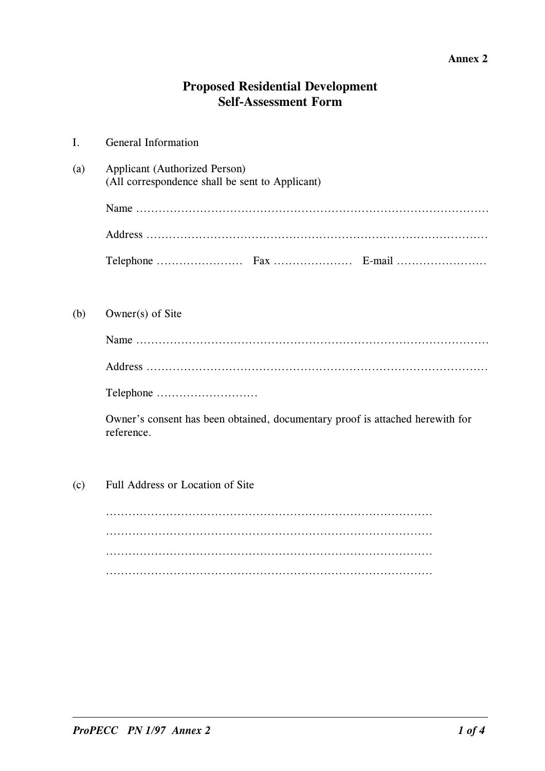**Annex 2**

# Proposed Residential Development
# Self-Assessment Form

I. General Information

(a) Applicant (Authorized Person)
(All correspondence shall be sent to Applicant)

Name …………………………………………………………………………………

Address ………………………………………………………………………………

Telephone ………………… Fax ………………… E-mail ……………………

(b) Owner(s) of Site

Name …………………………………………………………………………………

Address ………………………………………………………………………………

Telephone ………………………

Owner's consent has been obtained, documentary proof is attached herewith for reference.

(c) Full Address or Location of Site

……………………………………………………………………………

……………………………………………………………………………

……………………………………………………………………………

……………………………………………………………………………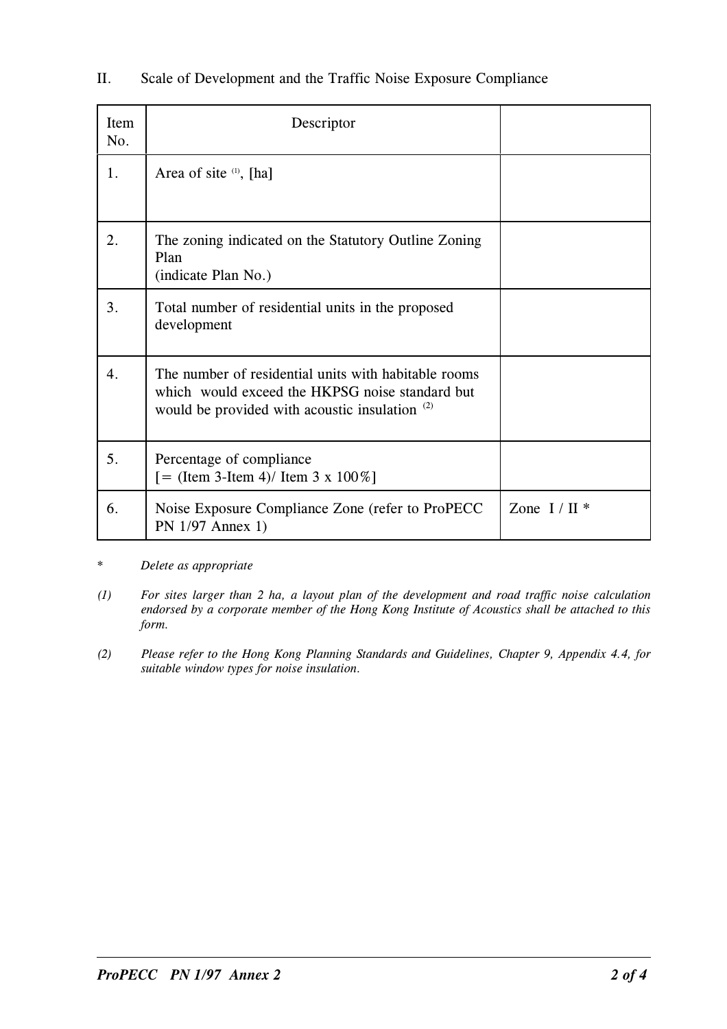## II. Scale of Development and the Traffic Noise Exposure Compliance

| Item No. | Descriptor | |
|---|---|---|
| 1. | Area of site [(1)], [ha] | |
| 2. | The zoning indicated on the Statutory Outline Zoning Plan (indicate Plan No.) | |
| 3. | Total number of residential units in the proposed development | |
| 4. | The number of residential units with habitable rooms which would exceed the HKPSG noise standard but would be provided with acoustic insulation [(2)] | |
| 5. | Percentage of compliance [= (Item 3-Item 4)/ Item 3 x 100%] | |
| 6. | Noise Exposure Compliance Zone (refer to ProPECC PN 1/97 Annex 1) | Zone I / II * |

\* *Delete as appropriate*

*(1) For sites larger than 2 ha, a layout plan of the development and road traffic noise calculation endorsed by a corporate member of the Hong Kong Institute of Acoustics shall be attached to this form.*

*(2) Please refer to the Hong Kong Planning Standards and Guidelines, Chapter 9, Appendix 4.4, for suitable window types for noise insulation.*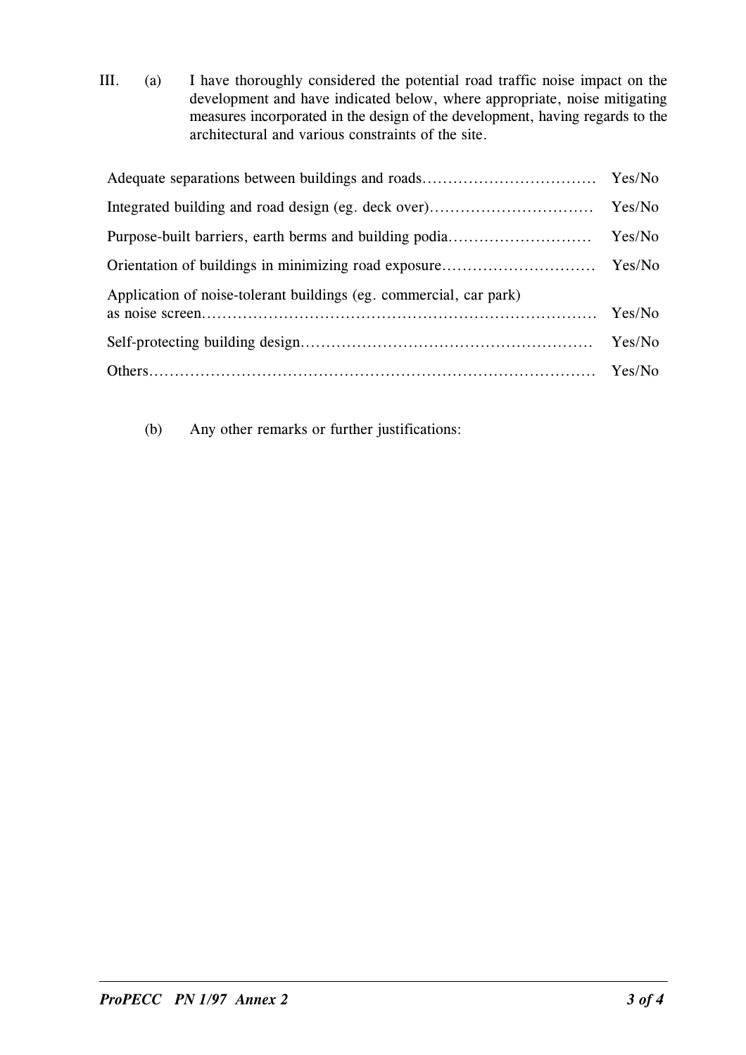III. (a) I have thoroughly considered the potential road traffic noise impact on the development and have indicated below, where appropriate, noise mitigating measures incorporated in the design of the development, having regards to the architectural and various constraints of the site.

| | |
|---|---|
| Adequate separations between buildings and roads…………………………… | Yes/No |
| Integrated building and road design (eg. deck over)…………………………… | Yes/No |
| Purpose-built barriers, earth berms and building podia……………………… | Yes/No |
| Orientation of buildings in minimizing road exposure………………………… | Yes/No |
| Application of noise-tolerant buildings (eg. commercial, car park) as noise screen……………………………………………………………………… | Yes/No |
| Self-protecting building design…………………………………………………… | Yes/No |
| Others……………………………………………………………………………… | Yes/No |

(b) Any other remarks or further justifications: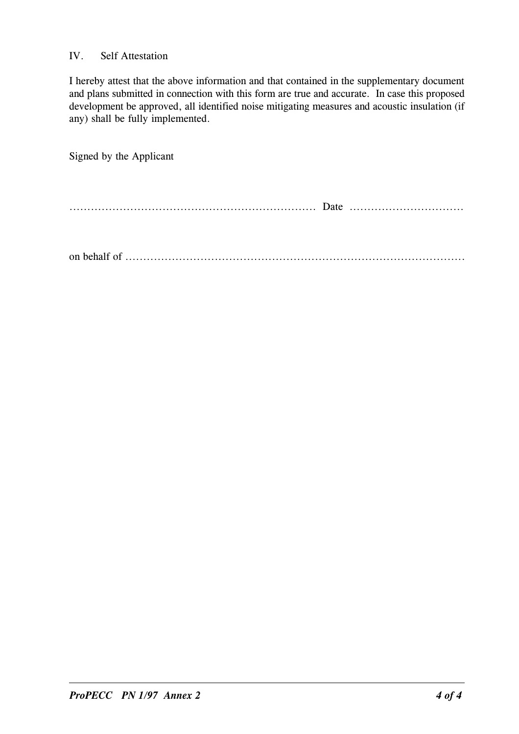## IV. Self Attestation

I hereby attest that the above information and that contained in the supplementary document and plans submitted in connection with this form are true and accurate. In case this proposed development be approved, all identified noise mitigating measures and acoustic insulation (if any) shall be fully implemented.

Signed by the Applicant

…………………………………………………………… Date …………………………

on behalf of ……………………………………………………………………………